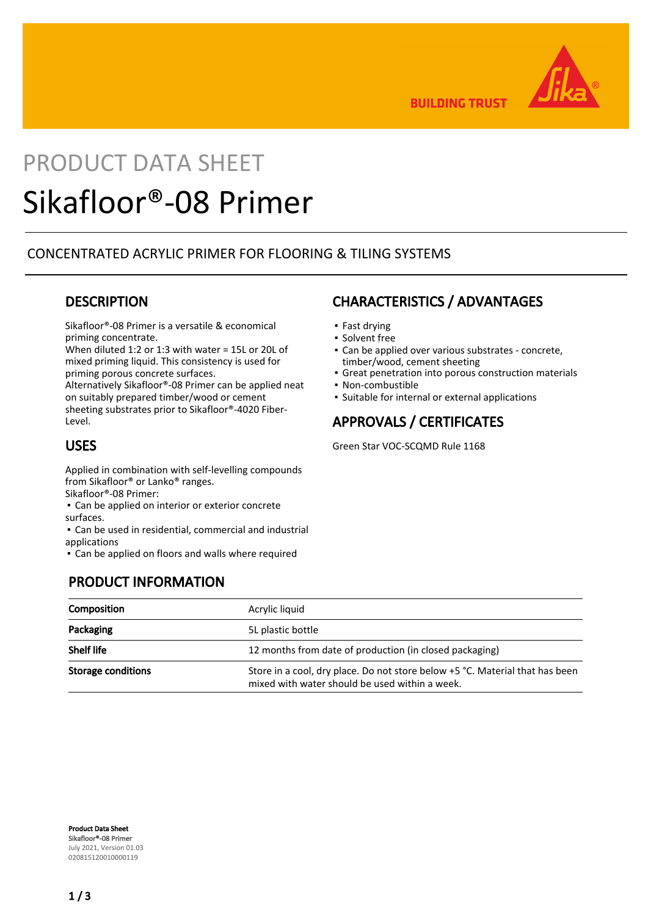PRODUCT DATA SHEET

# Sikafloor®-08 Primer

CONCENTRATED ACRYLIC PRIMER FOR FLOORING & TILING SYSTEMS

## DESCRIPTION

Sikafloor®-08 Primer is a versatile & economical priming concentrate.
When diluted 1:2 or 1:3 with water = 15L or 20L of mixed priming liquid. This consistency is used for priming porous concrete surfaces.
Alternatively Sikafloor®-08 Primer can be applied neat on suitably prepared timber/wood or cement sheeting substrates prior to Sikafloor®-4020 Fiber-Level.

## USES

Applied in combination with self-levelling compounds from Sikafloor® or Lanko® ranges.
Sikafloor®-08 Primer:

- Can be applied on interior or exterior concrete surfaces.
- Can be used in residential, commercial and industrial applications
- Can be applied on floors and walls where required

## CHARACTERISTICS / ADVANTAGES

- Fast drying
- Solvent free
- Can be applied over various substrates - concrete, timber/wood, cement sheeting
- Great penetration into porous construction materials
- Non-combustible
- Suitable for internal or external applications

## APPROVALS / CERTIFICATES

Green Star VOC-SCQMD Rule 1168

## PRODUCT INFORMATION

| | |
|---|---|
| **Composition** | Acrylic liquid |
| **Packaging** | 5L plastic bottle |
| **Shelf life** | 12 months from date of production (in closed packaging) |
| **Storage conditions** | Store in a cool, dry place. Do not store below +5 °C. Material that has been mixed with water should be used within a week. |

**Product Data Sheet**
**Sikafloor®-08 Primer**
July 2021, Version 01.03
020815120010000119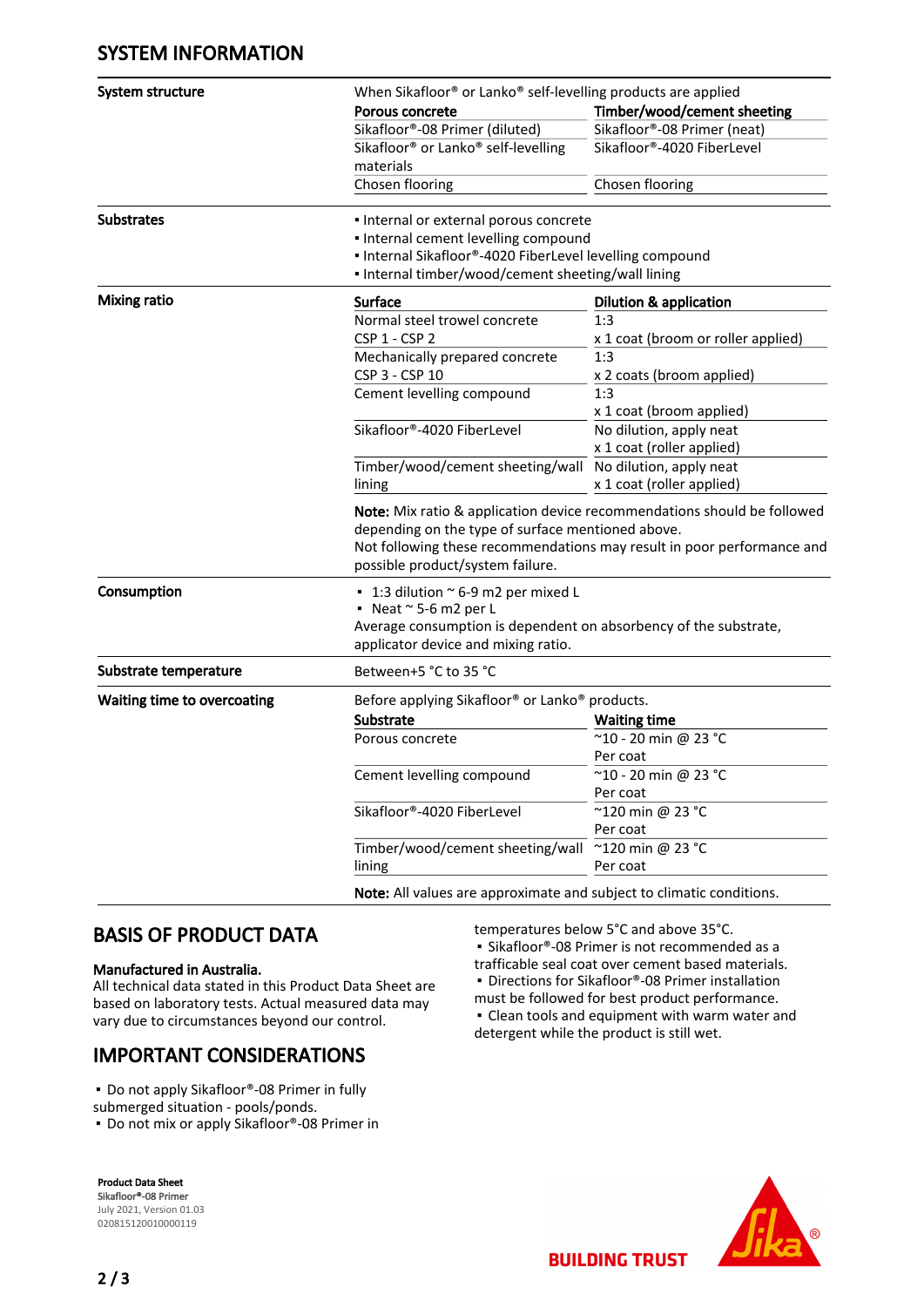## SYSTEM INFORMATION

**System structure**

When Sikafloor® or Lanko® self-levelling products are applied

| Porous concrete | Timber/wood/cement sheeting |
| --- | --- |
| Sikafloor®-08 Primer (diluted) | Sikafloor®-08 Primer (neat) |
| Sikafloor® or Lanko® self-levelling materials | Sikafloor®-4020 FiberLevel |
| Chosen flooring | Chosen flooring |

**Substrates**

- Internal or external porous concrete
- Internal cement levelling compound
- Internal Sikafloor®-4020 FiberLevel levelling compound
- Internal timber/wood/cement sheeting/wall lining

**Mixing ratio**

| Surface | Dilution & application |
| --- | --- |
| Normal steel trowel concrete CSP 1 - CSP 2 | 1:3 x 1 coat (broom or roller applied) |
| Mechanically prepared concrete CSP 3 - CSP 10 | 1:3 x 2 coats (broom applied) |
| Cement levelling compound | 1:3 x 1 coat (broom applied) |
| Sikafloor®-4020 FiberLevel | No dilution, apply neat x 1 coat (roller applied) |
| Timber/wood/cement sheeting/wall lining | No dilution, apply neat x 1 coat (roller applied) |

**Note:** Mix ratio & application device recommendations should be followed depending on the type of surface mentioned above.
Not following these recommendations may result in poor performance and possible product/system failure.

**Consumption**

- 1:3 dilution ~ 6-9 m2 per mixed L
- Neat ~ 5-6 m2 per L

Average consumption is dependent on absorbency of the substrate, applicator device and mixing ratio.

**Substrate temperature**

Between+5 °C to 35 °C

**Waiting time to overcoating**

Before applying Sikafloor® or Lanko® products.

| Substrate | Waiting time |
| --- | --- |
| Porous concrete | ~10 - 20 min @ 23 °C Per coat |
| Cement levelling compound | ~10 - 20 min @ 23 °C Per coat |
| Sikafloor®-4020 FiberLevel | ~120 min @ 23 °C Per coat |
| Timber/wood/cement sheeting/wall lining | ~120 min @ 23 °C Per coat |

**Note:** All values are approximate and subject to climatic conditions.

## BASIS OF PRODUCT DATA

**Manufactured in Australia.**
All technical data stated in this Product Data Sheet are based on laboratory tests. Actual measured data may vary due to circumstances beyond our control.

## IMPORTANT CONSIDERATIONS

- Do not apply Sikafloor®-08 Primer in fully submerged situation - pools/ponds.
- Do not mix or apply Sikafloor®-08 Primer in temperatures below 5°C and above 35°C.
- Sikafloor®-08 Primer is not recommended as a trafficable seal coat over cement based materials.
- Directions for Sikafloor®-08 Primer installation must be followed for best product performance.
- Clean tools and equipment with warm water and detergent while the product is still wet.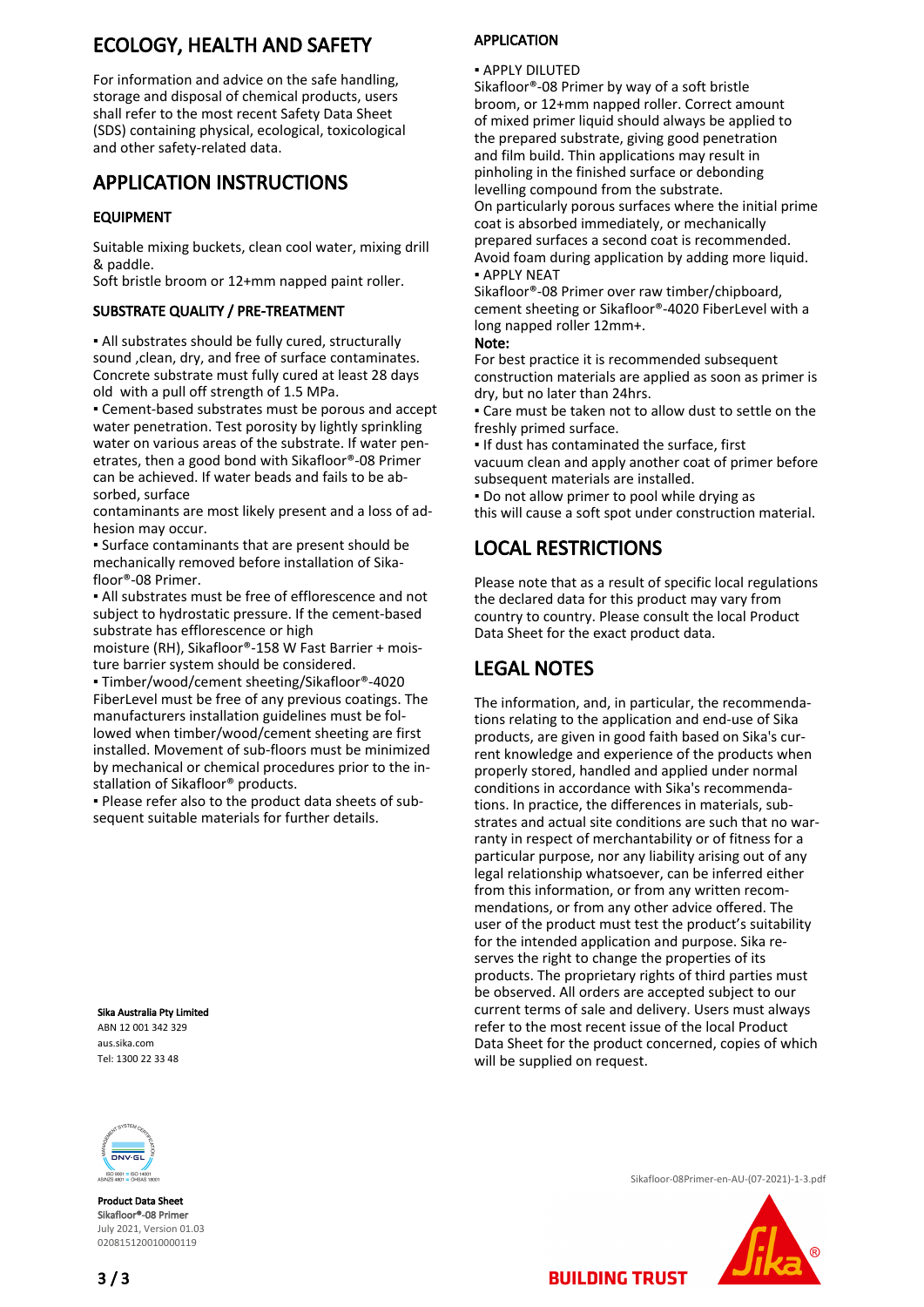## ECOLOGY, HEALTH AND SAFETY

For information and advice on the safe handling, storage and disposal of chemical products, users shall refer to the most recent Safety Data Sheet (SDS) containing physical, ecological, toxicological and other safety-related data.

## APPLICATION INSTRUCTIONS

### EQUIPMENT

Suitable mixing buckets, clean cool water, mixing drill & paddle.
Soft bristle broom or 12+mm napped paint roller.

### SUBSTRATE QUALITY / PRE-TREATMENT

- All substrates should be fully cured, structurally sound ,clean, dry, and free of surface contaminates. Concrete substrate must fully cured at least 28 days old with a pull off strength of 1.5 MPa.
- Cement-based substrates must be porous and accept water penetration. Test porosity by lightly sprinkling water on various areas of the substrate. If water penetrates, then a good bond with Sikafloor®-08 Primer can be achieved. If water beads and fails to be absorbed, surface contaminants are most likely present and a loss of adhesion may occur.
- Surface contaminants that are present should be mechanically removed before installation of Sikafloor®-08 Primer.
- All substrates must be free of efflorescence and not subject to hydrostatic pressure. If the cement-based substrate has efflorescence or high moisture (RH), Sikafloor®-158 W Fast Barrier + moisture barrier system should be considered.
- Timber/wood/cement sheeting/Sikafloor®-4020 FiberLevel must be free of any previous coatings. The manufacturers installation guidelines must be followed when timber/wood/cement sheeting are first installed. Movement of sub-floors must be minimized by mechanical or chemical procedures prior to the installation of Sikafloor® products.
- Please refer also to the product data sheets of subsequent suitable materials for further details.

### APPLICATION

- APPLY DILUTED

Sikafloor®-08 Primer by way of a soft bristle broom, or 12+mm napped roller. Correct amount of mixed primer liquid should always be applied to the prepared substrate, giving good penetration and film build. Thin applications may result in pinholing in the finished surface or debonding levelling compound from the substrate.
On particularly porous surfaces where the initial prime coat is absorbed immediately, or mechanically prepared surfaces a second coat is recommended. Avoid foam during application by adding more liquid.

- APPLY NEAT

Sikafloor®-08 Primer over raw timber/chipboard, cement sheeting or Sikafloor®-4020 FiberLevel with a long napped roller 12mm+.

**Note:**

For best practice it is recommended subsequent construction materials are applied as soon as primer is dry, but no later than 24hrs.

- Care must be taken not to allow dust to settle on the freshly primed surface.
- If dust has contaminated the surface, first vacuum clean and apply another coat of primer before subsequent materials are installed.
- Do not allow primer to pool while drying as this will cause a soft spot under construction material.

## LOCAL RESTRICTIONS

Please note that as a result of specific local regulations the declared data for this product may vary from country to country. Please consult the local Product Data Sheet for the exact product data.

## LEGAL NOTES

The information, and, in particular, the recommendations relating to the application and end-use of Sika products, are given in good faith based on Sika's current knowledge and experience of the products when properly stored, handled and applied under normal conditions in accordance with Sika's recommendations. In practice, the differences in materials, substrates and actual site conditions are such that no warranty in respect of merchantability or of fitness for a particular purpose, nor any liability arising out of any legal relationship whatsoever, can be inferred either from this information, or from any written recommendations, or from any other advice offered. The user of the product must test the product's suitability for the intended application and purpose. Sika reserves the right to change the properties of its products. The proprietary rights of third parties must be observed. All orders are accepted subject to our current terms of sale and delivery. Users must always refer to the most recent issue of the local Product Data Sheet for the product concerned, copies of which will be supplied on request.

**Sika Australia Pty Limited**
ABN 12 001 342 329
aus.sika.com
Tel: 1300 22 33 48

**Product Data Sheet**
**Sikafloor®-08 Primer**
July 2021, Version 01.03
020815120010000119

Sikafloor-08Primer-en-AU-(07-2021)-1-3.pdf

BUILDING TRUST